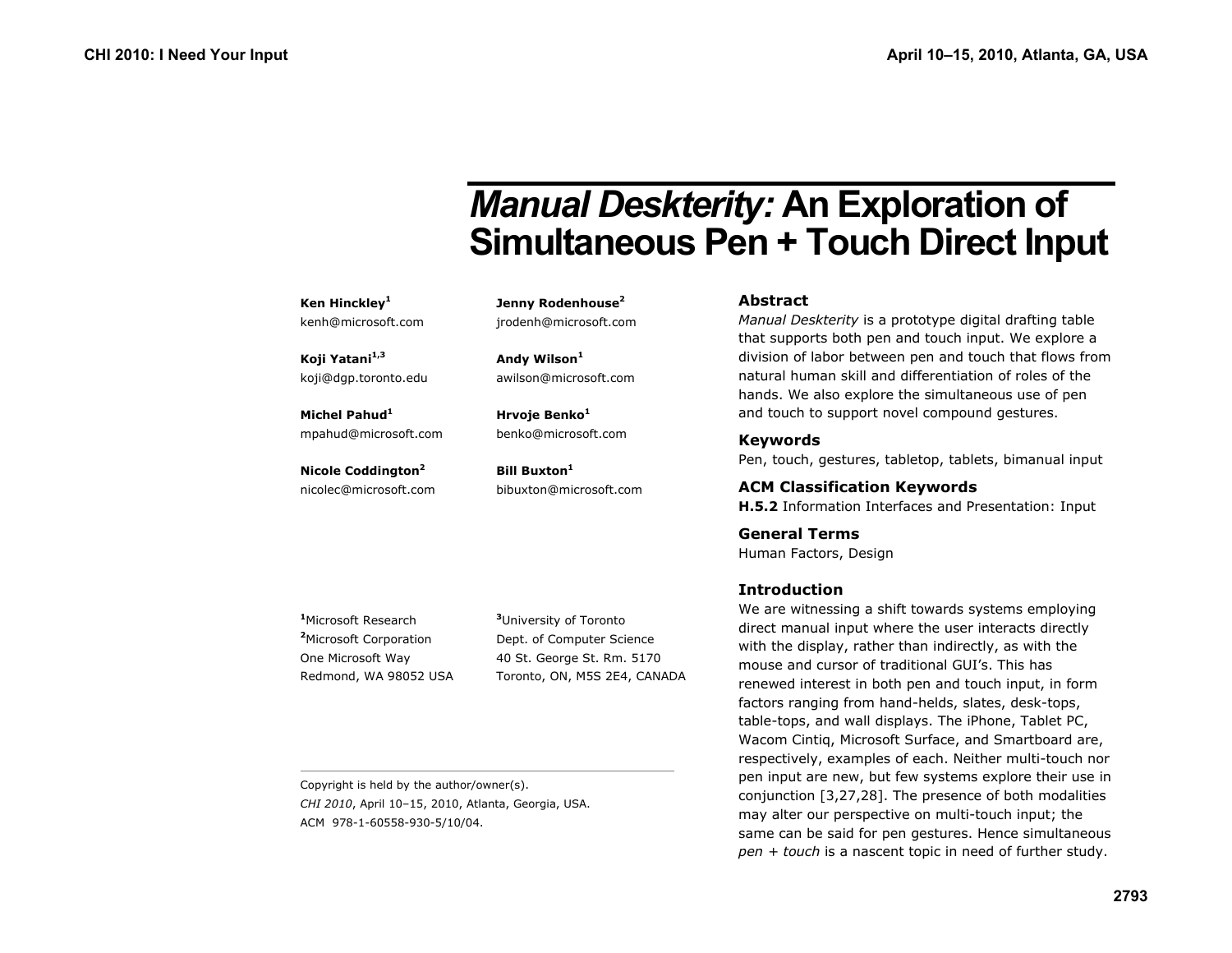// Manual Deskterity: An Exploration of Simultaneous Pen + Touch Direct Input

# *Manual Deskterity:* An Exploration of Simultaneous Pen + Touch Direct Input

**Ken Hinckley**[1]
kenh@microsoft.com

**Koji Yatani**[1,3]
koji@dgp.toronto.edu

**Michel Pahud**[1]
mpahud@microsoft.com

**Nicole Coddington**[2]
nicolec@microsoft.com

**Jenny Rodenhouse**[2]
jrodenh@microsoft.com

**Andy Wilson**[1]
awilson@microsoft.com

**Hrvoje Benko**[1]
benko@microsoft.com

**Bill Buxton**[1]
bibuxton@microsoft.com

[1]Microsoft Research
[2]Microsoft Corporation
One Microsoft Way
Redmond, WA 98052 USA

[3]University of Toronto
Dept. of Computer Science
40 St. George St. Rm. 5170
Toronto, ON, M5S 2E4, CANADA

Copyright is held by the author/owner(s).
*CHI 2010*, April 10–15, 2010, Atlanta, Georgia, USA.
ACM 978-1-60558-930-5/10/04.

## Abstract

*Manual Deskterity* is a prototype digital drafting table that supports both pen and touch input. We explore a division of labor between pen and touch that flows from natural human skill and differentiation of roles of the hands. We also explore the simultaneous use of pen and touch to support novel compound gestures.

## Keywords

Pen, touch, gestures, tabletop, tablets, bimanual input

## ACM Classification Keywords

**H.5.2** Information Interfaces and Presentation: Input

## General Terms

Human Factors, Design

## Introduction

We are witnessing a shift towards systems employing direct manual input where the user interacts directly with the display, rather than indirectly, as with the mouse and cursor of traditional GUI's. This has renewed interest in both pen and touch input, in form factors ranging from hand-helds, slates, desk-tops, table-tops, and wall displays. The iPhone, Tablet PC, Wacom Cintiq, Microsoft Surface, and Smartboard are, respectively, examples of each. Neither multi-touch nor pen input are new, but few systems explore their use in conjunction [3,27,28]. The presence of both modalities may alter our perspective on multi-touch input; the same can be said for pen gestures. Hence simultaneous *pen + touch* is a nascent topic in need of further study.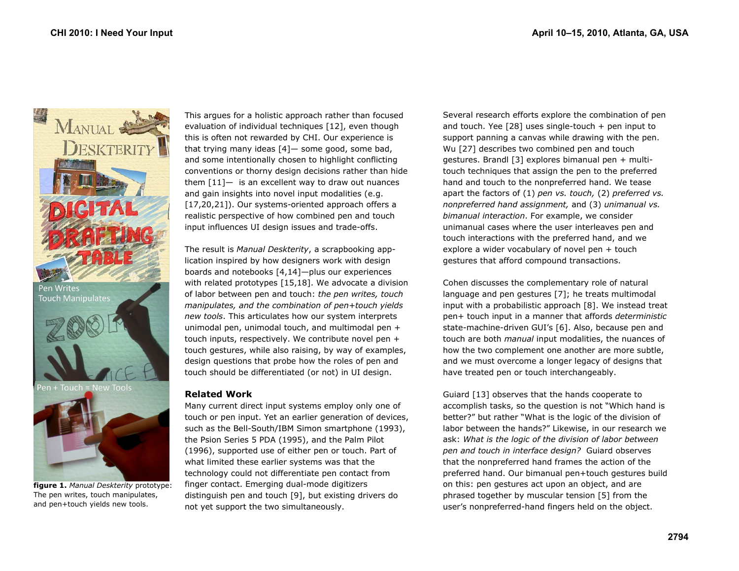This argues for a holistic approach rather than focused evaluation of individual techniques [12], even though this is often not rewarded by CHI. Our experience is that trying many ideas [4]— some good, some bad, and some intentionally chosen to highlight conflicting conventions or thorny design decisions rather than hide them [11]— is an excellent way to draw out nuances and gain insights into novel input modalities (e.g. [17,20,21]). Our systems-oriented approach offers a realistic perspective of how combined pen and touch input influences UI design issues and trade-offs.

The result is *Manual Deskterity*, a scrapbooking application inspired by how designers work with design boards and notebooks [4,14]—plus our experiences with related prototypes [15,18]. We advocate a division of labor between pen and touch: *the pen writes, touch manipulates, and the combination of pen+touch yields new tools*. This articulates how our system interprets unimodal pen, unimodal touch, and multimodal pen + touch inputs, respectively. We contribute novel pen + touch gestures, while also raising, by way of examples, design questions that probe how the roles of pen and touch should be differentiated (or not) in UI design.

**figure 1.** *Manual Deskterity* prototype: The pen writes, touch manipulates, and pen+touch yields new tools.

## Related Work

Many current direct input systems employ only one of touch or pen input. Yet an earlier generation of devices, such as the Bell-South/IBM Simon smartphone (1993), the Psion Series 5 PDA (1995), and the Palm Pilot (1996), supported use of either pen or touch. Part of what limited these earlier systems was that the technology could not differentiate pen contact from finger contact. Emerging dual-mode digitizers distinguish pen and touch [9], but existing drivers do not yet support the two simultaneously.

Several research efforts explore the combination of pen and touch. Yee [28] uses single-touch + pen input to support panning a canvas while drawing with the pen. Wu [27] describes two combined pen and touch gestures. Brandl [3] explores bimanual pen + multi-touch techniques that assign the pen to the preferred hand and touch to the nonpreferred hand. We tease apart the factors of (1) *pen vs. touch,* (2) *preferred vs. nonpreferred hand assignment,* and (3) *unimanual vs. bimanual interaction*. For example, we consider unimanual cases where the user interleaves pen and touch interactions with the preferred hand, and we explore a wider vocabulary of novel pen + touch gestures that afford compound transactions.

Cohen discusses the complementary role of natural language and pen gestures [7]; he treats multimodal input with a probabilistic approach [8]. We instead treat pen+ touch input in a manner that affords *deterministic* state-machine-driven GUI's [6]. Also, because pen and touch are both *manual* input modalities, the nuances of how the two complement one another are more subtle, and we must overcome a longer legacy of designs that have treated pen or touch interchangeably.

Guiard [13] observes that the hands cooperate to accomplish tasks, so the question is not "Which hand is better?" but rather "What is the logic of the division of labor between the hands?" Likewise, in our research we ask: *What is the logic of the division of labor between pen and touch in interface design?* Guiard observes that the nonpreferred hand frames the action of the preferred hand. Our bimanual pen+touch gestures build on this: pen gestures act upon an object, and are phrased together by muscular tension [5] from the user's nonpreferred-hand fingers held on the object.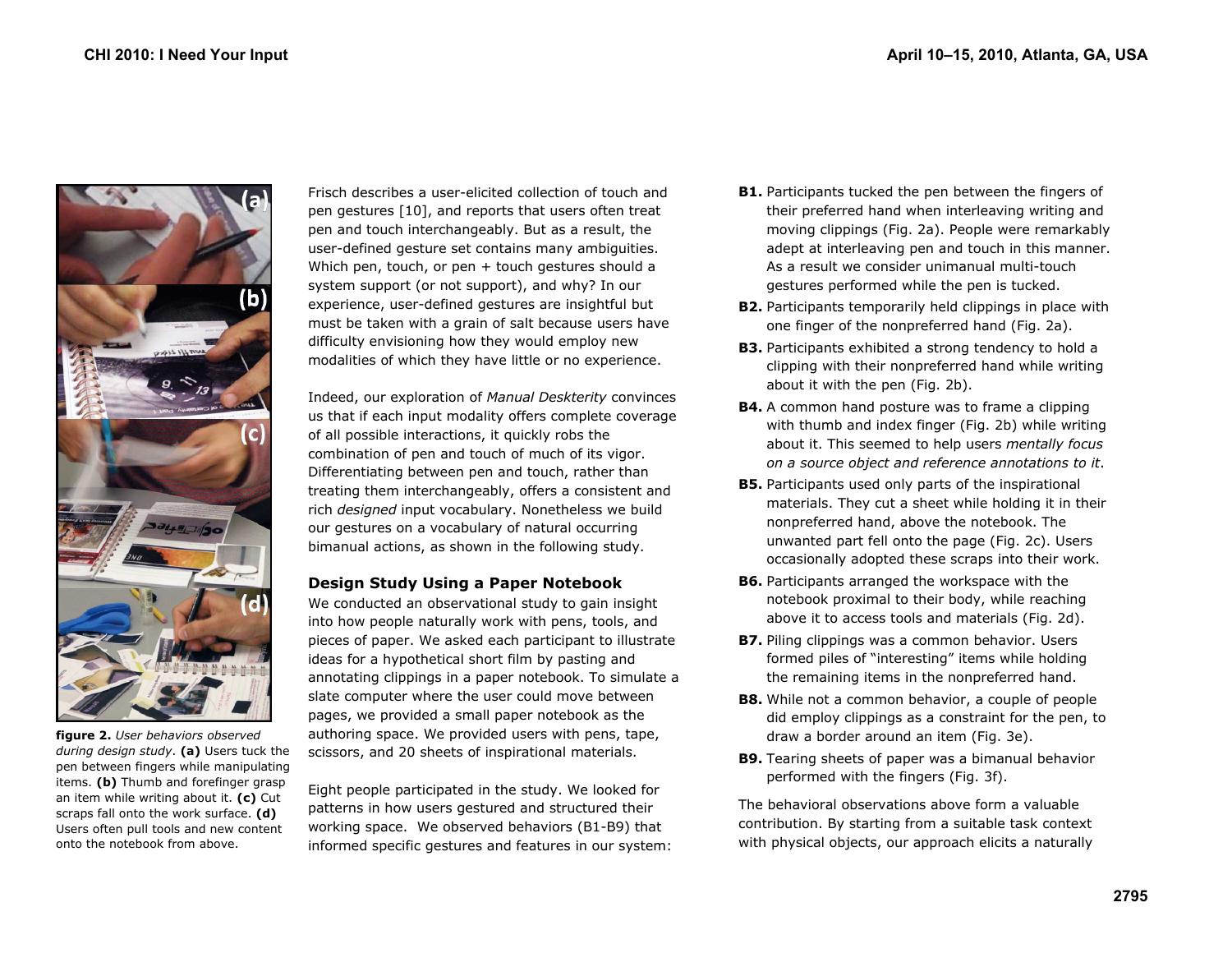figure 2. *User behaviors observed during design study.* **(a)** Users tuck the pen between fingers while manipulating items. **(b)** Thumb and forefinger grasp an item while writing about it. **(c)** Cut scraps fall onto the work surface. **(d)** Users often pull tools and new content onto the notebook from above.

Frisch describes a user-elicited collection of touch and pen gestures [10], and reports that users often treat pen and touch interchangeably. But as a result, the user-defined gesture set contains many ambiguities. Which pen, touch, or pen + touch gestures should a system support (or not support), and why? In our experience, user-defined gestures are insightful but must be taken with a grain of salt because users have difficulty envisioning how they would employ new modalities of which they have little or no experience.

Indeed, our exploration of *Manual Deskterity* convinces us that if each input modality offers complete coverage of all possible interactions, it quickly robs the combination of pen and touch of much of its vigor. Differentiating between pen and touch, rather than treating them interchangeably, offers a consistent and rich *designed* input vocabulary. Nonetheless we build our gestures on a vocabulary of natural occurring bimanual actions, as shown in the following study.

### Design Study Using a Paper Notebook

We conducted an observational study to gain insight into how people naturally work with pens, tools, and pieces of paper. We asked each participant to illustrate ideas for a hypothetical short film by pasting and annotating clippings in a paper notebook. To simulate a slate computer where the user could move between pages, we provided a small paper notebook as the authoring space. We provided users with pens, tape, scissors, and 20 sheets of inspirational materials.

Eight people participated in the study. We looked for patterns in how users gestured and structured their working space. We observed behaviors (B1-B9) that informed specific gestures and features in our system:

- **B1.** Participants tucked the pen between the fingers of their preferred hand when interleaving writing and moving clippings (Fig. 2a). People were remarkably adept at interleaving pen and touch in this manner. As a result we consider unimanual multi-touch gestures performed while the pen is tucked.
- **B2.** Participants temporarily held clippings in place with one finger of the nonpreferred hand (Fig. 2a).
- **B3.** Participants exhibited a strong tendency to hold a clipping with their nonpreferred hand while writing about it with the pen (Fig. 2b).
- **B4.** A common hand posture was to frame a clipping with thumb and index finger (Fig. 2b) while writing about it. This seemed to help users *mentally focus on a source object and reference annotations to it*.
- **B5.** Participants used only parts of the inspirational materials. They cut a sheet while holding it in their nonpreferred hand, above the notebook. The unwanted part fell onto the page (Fig. 2c). Users occasionally adopted these scraps into their work.
- **B6.** Participants arranged the workspace with the notebook proximal to their body, while reaching above it to access tools and materials (Fig. 2d).
- **B7.** Piling clippings was a common behavior. Users formed piles of "interesting" items while holding the remaining items in the nonpreferred hand.
- **B8.** While not a common behavior, a couple of people did employ clippings as a constraint for the pen, to draw a border around an item (Fig. 3e).
- **B9.** Tearing sheets of paper was a bimanual behavior performed with the fingers (Fig. 3f).

The behavioral observations above form a valuable contribution. By starting from a suitable task context with physical objects, our approach elicits a naturally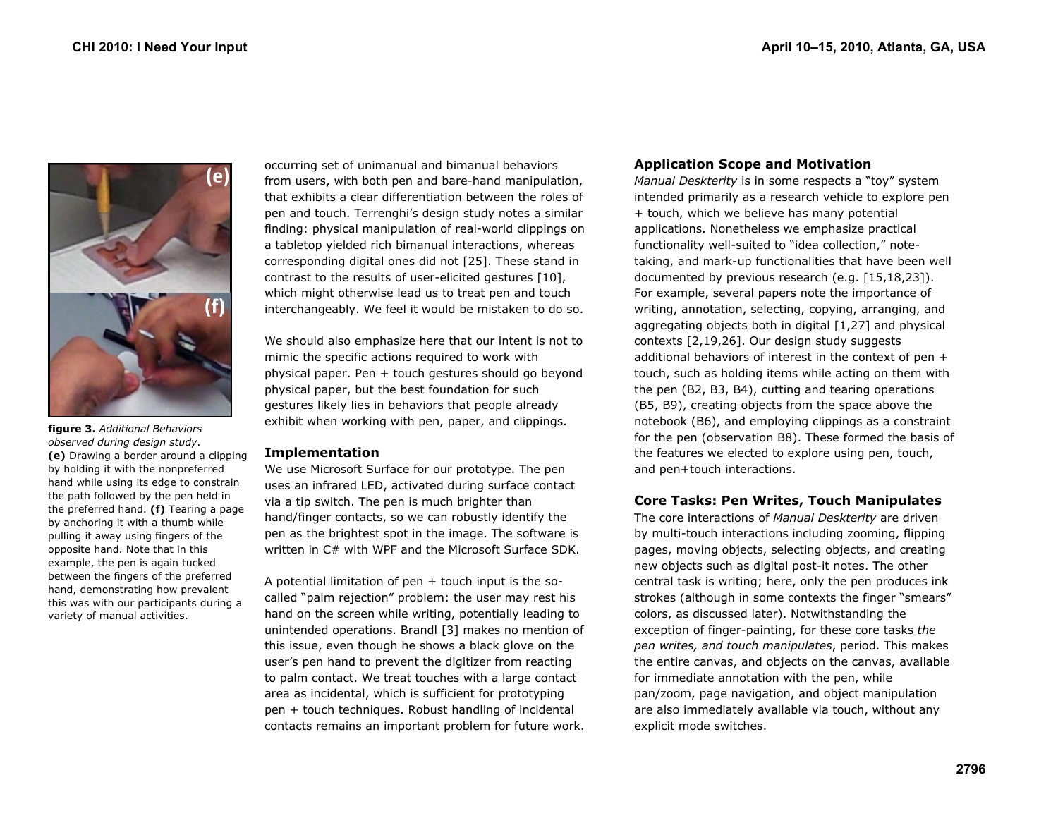**figure 3.** *Additional Behaviors observed during design study*. **(e)** Drawing a border around a clipping by holding it with the nonpreferred hand while using its edge to constrain the path followed by the pen held in the preferred hand. **(f)** Tearing a page by anchoring it with a thumb while pulling it away using fingers of the opposite hand. Note that in this example, the pen is again tucked between the fingers of the preferred hand, demonstrating how prevalent this was with our participants during a variety of manual activities.

occurring set of unimanual and bimanual behaviors from users, with both pen and bare-hand manipulation, that exhibits a clear differentiation between the roles of pen and touch. Terrenghi's design study notes a similar finding: physical manipulation of real-world clippings on a tabletop yielded rich bimanual interactions, whereas corresponding digital ones did not [25]. These stand in contrast to the results of user-elicited gestures [10], which might otherwise lead us to treat pen and touch interchangeably. We feel it would be mistaken to do so.

We should also emphasize here that our intent is not to mimic the specific actions required to work with physical paper. Pen + touch gestures should go beyond physical paper, but the best foundation for such gestures likely lies in behaviors that people already exhibit when working with pen, paper, and clippings.

### Implementation

We use Microsoft Surface for our prototype. The pen uses an infrared LED, activated during surface contact via a tip switch. The pen is much brighter than hand/finger contacts, so we can robustly identify the pen as the brightest spot in the image. The software is written in C# with WPF and the Microsoft Surface SDK.

A potential limitation of pen + touch input is the so-called "palm rejection" problem: the user may rest his hand on the screen while writing, potentially leading to unintended operations. Brandl [3] makes no mention of this issue, even though he shows a black glove on the user's pen hand to prevent the digitizer from reacting to palm contact. We treat touches with a large contact area as incidental, which is sufficient for prototyping pen + touch techniques. Robust handling of incidental contacts remains an important problem for future work.

### Application Scope and Motivation

*Manual Deskterity* is in some respects a "toy" system intended primarily as a research vehicle to explore pen + touch, which we believe has many potential applications. Nonetheless we emphasize practical functionality well-suited to "idea collection," note-taking, and mark-up functionalities that have been well documented by previous research (e.g. [15,18,23]). For example, several papers note the importance of writing, annotation, selecting, copying, arranging, and aggregating objects both in digital [1,27] and physical contexts [2,19,26]. Our design study suggests additional behaviors of interest in the context of pen + touch, such as holding items while acting on them with the pen (B2, B3, B4), cutting and tearing operations (B5, B9), creating objects from the space above the notebook (B6), and employing clippings as a constraint for the pen (observation B8). These formed the basis of the features we elected to explore using pen, touch, and pen+touch interactions.

### Core Tasks: Pen Writes, Touch Manipulates

The core interactions of *Manual Deskterity* are driven by multi-touch interactions including zooming, flipping pages, moving objects, selecting objects, and creating new objects such as digital post-it notes. The other central task is writing; here, only the pen produces ink strokes (although in some contexts the finger "smears" colors, as discussed later). Notwithstanding the exception of finger-painting, for these core tasks *the pen writes, and touch manipulates*, period. This makes the entire canvas, and objects on the canvas, available for immediate annotation with the pen, while pan/zoom, page navigation, and object manipulation are also immediately available via touch, without any explicit mode switches.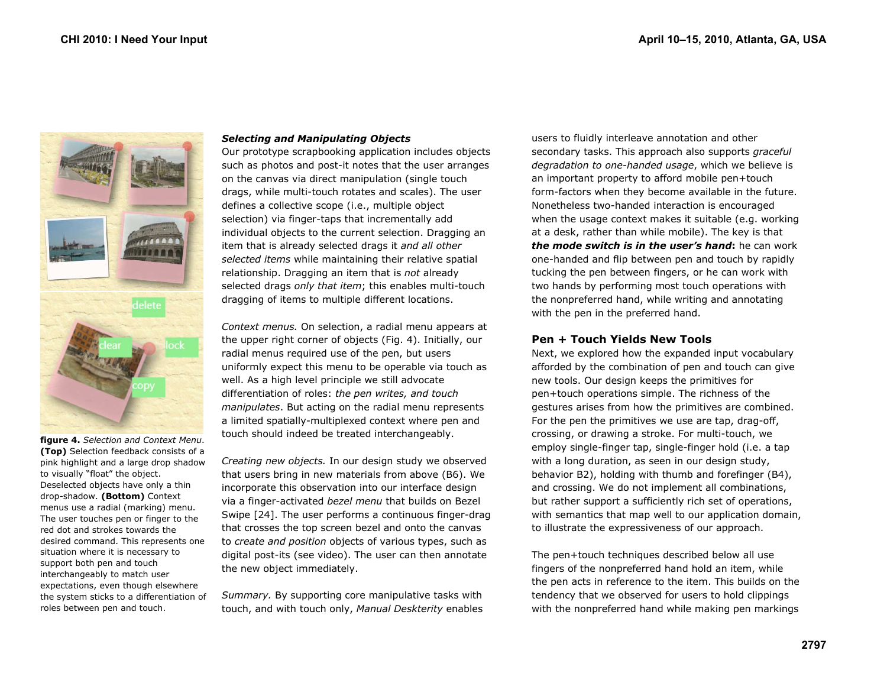figure 4. *Selection and Context Menu*. **(Top)** Selection feedback consists of a pink highlight and a large drop shadow to visually "float" the object. Deselected objects have only a thin drop-shadow. **(Bottom)** Context menus use a radial (marking) menu. The user touches pen or finger to the red dot and strokes towards the desired command. This represents one situation where it is necessary to support both pen and touch interchangeably to match user expectations, even though elsewhere the system sticks to a differentiation of roles between pen and touch.

***Selecting and Manipulating Objects***

Our prototype scrapbooking application includes objects such as photos and post-it notes that the user arranges on the canvas via direct manipulation (single touch drags, while multi-touch rotates and scales). The user defines a collective scope (i.e., multiple object selection) via finger-taps that incrementally add individual objects to the current selection. Dragging an item that is already selected drags it *and all other selected items* while maintaining their relative spatial relationship. Dragging an item that is *not* already selected drags *only that item*; this enables multi-touch dragging of items to multiple different locations.

*Context menus.* On selection, a radial menu appears at the upper right corner of objects (Fig. 4). Initially, our radial menus required use of the pen, but users uniformly expect this menu to be operable via touch as well. As a high level principle we still advocate differentiation of roles: *the pen writes, and touch manipulates*. But acting on the radial menu represents a limited spatially-multiplexed context where pen and touch should indeed be treated interchangeably.

*Creating new objects.* In our design study we observed that users bring in new materials from above (B6). We incorporate this observation into our interface design via a finger-activated *bezel menu* that builds on Bezel Swipe [24]. The user performs a continuous finger-drag that crosses the top screen bezel and onto the canvas to *create and position* objects of various types, such as digital post-its (see video). The user can then annotate the new object immediately.

*Summary.* By supporting core manipulative tasks with touch, and with touch only, *Manual Deskterity* enables users to fluidly interleave annotation and other secondary tasks. This approach also supports *graceful degradation to one-handed usage*, which we believe is an important property to afford mobile pen+touch form-factors when they become available in the future. Nonetheless two-handed interaction is encouraged when the usage context makes it suitable (e.g. working at a desk, rather than while mobile). The key is that ***the mode switch is in the user's hand*:** he can work one-handed and flip between pen and touch by rapidly tucking the pen between fingers, or he can work with two hands by performing most touch operations with the nonpreferred hand, while writing and annotating with the pen in the preferred hand.

## Pen + Touch Yields New Tools

Next, we explored how the expanded input vocabulary afforded by the combination of pen and touch can give new tools. Our design keeps the primitives for pen+touch operations simple. The richness of the gestures arises from how the primitives are combined. For the pen the primitives we use are tap, drag-off, crossing, or drawing a stroke. For multi-touch, we employ single-finger tap, single-finger hold (i.e. a tap with a long duration, as seen in our design study, behavior B2), holding with thumb and forefinger (B4), and crossing. We do not implement all combinations, but rather support a sufficiently rich set of operations, with semantics that map well to our application domain, to illustrate the expressiveness of our approach.

The pen+touch techniques described below all use fingers of the nonpreferred hand hold an item, while the pen acts in reference to the item. This builds on the tendency that we observed for users to hold clippings with the nonpreferred hand while making pen markings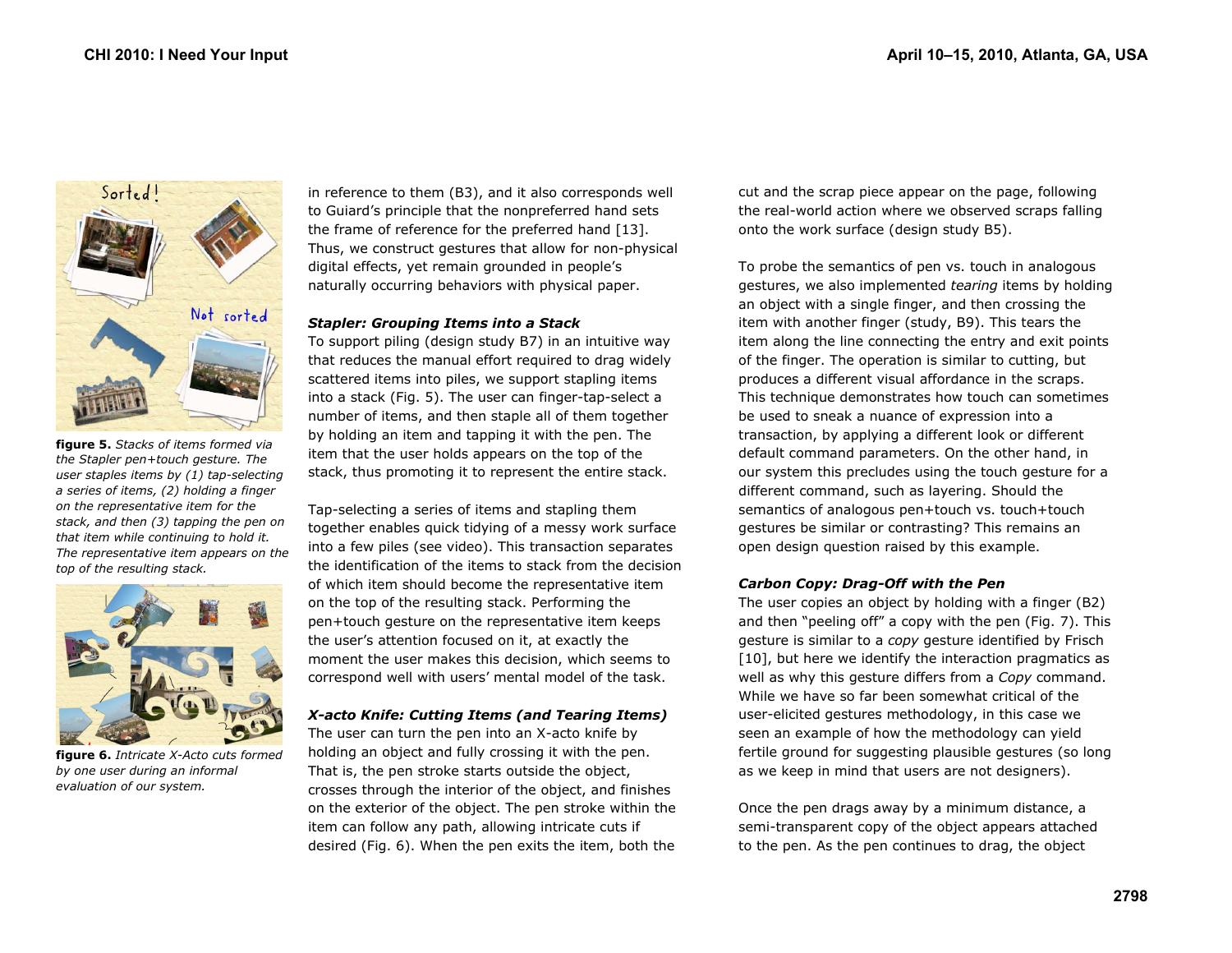figure 5. *Stacks of items formed via the Stapler pen+touch gesture. The user staples items by (1) tap-selecting a series of items, (2) holding a finger on the representative item for the stack, and then (3) tapping the pen on that item while continuing to hold it. The representative item appears on the top of the resulting stack.*

figure 6. *Intricate X-Acto cuts formed by one user during an informal evaluation of our system.*

in reference to them (B3), and it also corresponds well to Guiard's principle that the nonpreferred hand sets the frame of reference for the preferred hand [13]. Thus, we construct gestures that allow for non-physical digital effects, yet remain grounded in people's naturally occurring behaviors with physical paper.

### *Stapler: Grouping Items into a Stack*

To support piling (design study B7) in an intuitive way that reduces the manual effort required to drag widely scattered items into piles, we support stapling items into a stack (Fig. 5). The user can finger-tap-select a number of items, and then staple all of them together by holding an item and tapping it with the pen. The item that the user holds appears on the top of the stack, thus promoting it to represent the entire stack.

Tap-selecting a series of items and stapling them together enables quick tidying of a messy work surface into a few piles (see video). This transaction separates the identification of the items to stack from the decision of which item should become the representative item on the top of the resulting stack. Performing the pen+touch gesture on the representative item keeps the user's attention focused on it, at exactly the moment the user makes this decision, which seems to correspond well with users' mental model of the task.

### *X-acto Knife: Cutting Items (and Tearing Items)*

The user can turn the pen into an X-acto knife by holding an object and fully crossing it with the pen. That is, the pen stroke starts outside the object, crosses through the interior of the object, and finishes on the exterior of the object. The pen stroke within the item can follow any path, allowing intricate cuts if desired (Fig. 6). When the pen exits the item, both the cut and the scrap piece appear on the page, following the real-world action where we observed scraps falling onto the work surface (design study B5).

To probe the semantics of pen vs. touch in analogous gestures, we also implemented *tearing* items by holding an object with a single finger, and then crossing the item with another finger (study, B9). This tears the item along the line connecting the entry and exit points of the finger. The operation is similar to cutting, but produces a different visual affordance in the scraps. This technique demonstrates how touch can sometimes be used to sneak a nuance of expression into a transaction, by applying a different look or different default command parameters. On the other hand, in our system this precludes using the touch gesture for a different command, such as layering. Should the semantics of analogous pen+touch vs. touch+touch gestures be similar or contrasting? This remains an open design question raised by this example.

### *Carbon Copy: Drag-Off with the Pen*

The user copies an object by holding with a finger (B2) and then "peeling off" a copy with the pen (Fig. 7). This gesture is similar to a *copy* gesture identified by Frisch [10], but here we identify the interaction pragmatics as well as why this gesture differs from a *Copy* command. While we have so far been somewhat critical of the user-elicited gestures methodology, in this case we seen an example of how the methodology can yield fertile ground for suggesting plausible gestures (so long as we keep in mind that users are not designers).

Once the pen drags away by a minimum distance, a semi-transparent copy of the object appears attached to the pen. As the pen continues to drag, the object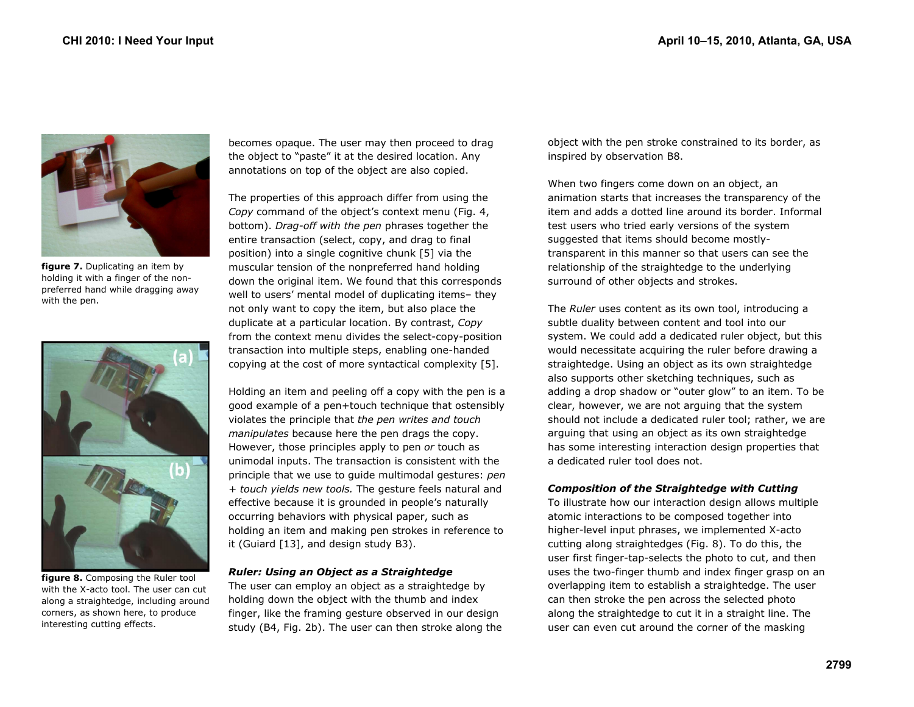figure 7. Duplicating an item by holding it with a finger of the non-preferred hand while dragging away with the pen.

figure 8. Composing the Ruler tool with the X-acto tool. The user can cut along a straightedge, including around corners, as shown here, to produce interesting cutting effects.

becomes opaque. The user may then proceed to drag the object to "paste" it at the desired location. Any annotations on top of the object are also copied.

The properties of this approach differ from using the *Copy* command of the object's context menu (Fig. 4, bottom). *Drag-off with the pen* phrases together the entire transaction (select, copy, and drag to final position) into a single cognitive chunk [5] via the muscular tension of the nonpreferred hand holding down the original item. We found that this corresponds well to users' mental model of duplicating items– they not only want to copy the item, but also place the duplicate at a particular location. By contrast, *Copy* from the context menu divides the select-copy-position transaction into multiple steps, enabling one-handed copying at the cost of more syntactical complexity [5].

Holding an item and peeling off a copy with the pen is a good example of a pen+touch technique that ostensibly violates the principle that *the pen writes and touch manipulates* because here the pen drags the copy. However, those principles apply to pen *or* touch as unimodal inputs. The transaction is consistent with the principle that we use to guide multimodal gestures: *pen + touch yields new tools.* The gesture feels natural and effective because it is grounded in people's naturally occurring behaviors with physical paper, such as holding an item and making pen strokes in reference to it (Guiard [13], and design study B3).

### *Ruler: Using an Object as a Straightedge*

The user can employ an object as a straightedge by holding down the object with the thumb and index finger, like the framing gesture observed in our design study (B4, Fig. 2b). The user can then stroke along the object with the pen stroke constrained to its border, as inspired by observation B8.

When two fingers come down on an object, an animation starts that increases the transparency of the item and adds a dotted line around its border. Informal test users who tried early versions of the system suggested that items should become mostly-transparent in this manner so that users can see the relationship of the straightedge to the underlying surround of other objects and strokes.

The *Ruler* uses content as its own tool, introducing a subtle duality between content and tool into our system. We could add a dedicated ruler object, but this would necessitate acquiring the ruler before drawing a straightedge. Using an object as its own straightedge also supports other sketching techniques, such as adding a drop shadow or "outer glow" to an item. To be clear, however, we are not arguing that the system should not include a dedicated ruler tool; rather, we are arguing that using an object as its own straightedge has some interesting interaction design properties that a dedicated ruler tool does not.

### *Composition of the Straightedge with Cutting*

To illustrate how our interaction design allows multiple atomic interactions to be composed together into higher-level input phrases, we implemented X-acto cutting along straightedges (Fig. 8). To do this, the user first finger-tap-selects the photo to cut, and then uses the two-finger thumb and index finger grasp on an overlapping item to establish a straightedge. The user can then stroke the pen across the selected photo along the straightedge to cut it in a straight line. The user can even cut around the corner of the masking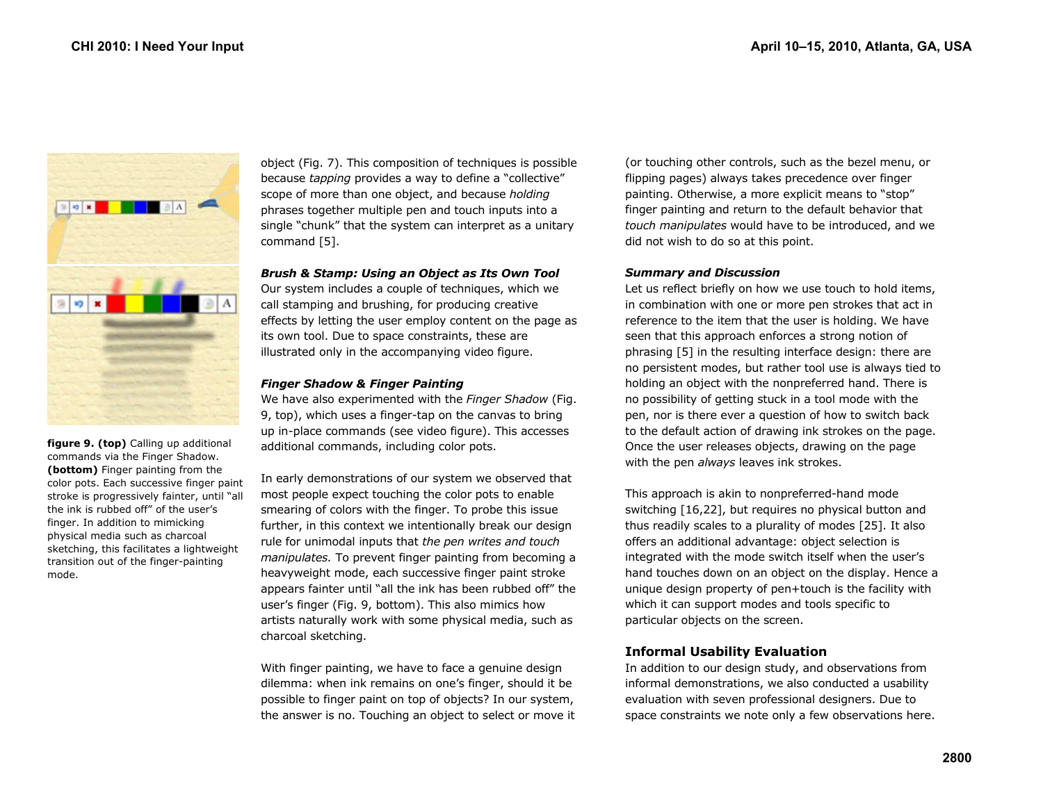figure 9. **(top)** Calling up additional commands via the Finger Shadow. **(bottom)** Finger painting from the color pots. Each successive finger paint stroke is progressively fainter, until "all the ink is rubbed off" of the user's finger. In addition to mimicking physical media such as charcoal sketching, this facilitates a lightweight transition out of the finger-painting mode.

object (Fig. 7). This composition of techniques is possible because *tapping* provides a way to define a "collective" scope of more than one object, and because *holding* phrases together multiple pen and touch inputs into a single "chunk" that the system can interpret as a unitary command [5].

### *Brush & Stamp: Using an Object as Its Own Tool*

Our system includes a couple of techniques, which we call stamping and brushing, for producing creative effects by letting the user employ content on the page as its own tool. Due to space constraints, these are illustrated only in the accompanying video figure.

### *Finger Shadow & Finger Painting*

We have also experimented with the *Finger Shadow* (Fig. 9, top), which uses a finger-tap on the canvas to bring up in-place commands (see video figure). This accesses additional commands, including color pots.

In early demonstrations of our system we observed that most people expect touching the color pots to enable smearing of colors with the finger. To probe this issue further, in this context we intentionally break our design rule for unimodal inputs that *the pen writes and touch manipulates.* To prevent finger painting from becoming a heavyweight mode, each successive finger paint stroke appears fainter until "all the ink has been rubbed off" the user's finger (Fig. 9, bottom). This also mimics how artists naturally work with some physical media, such as charcoal sketching.

With finger painting, we have to face a genuine design dilemma: when ink remains on one's finger, should it be possible to finger paint on top of objects? In our system, the answer is no. Touching an object to select or move it (or touching other controls, such as the bezel menu, or flipping pages) always takes precedence over finger painting. Otherwise, a more explicit means to "stop" finger painting and return to the default behavior that *touch manipulates* would have to be introduced, and we did not wish to do so at this point.

### *Summary and Discussion*

Let us reflect briefly on how we use touch to hold items, in combination with one or more pen strokes that act in reference to the item that the user is holding. We have seen that this approach enforces a strong notion of phrasing [5] in the resulting interface design: there are no persistent modes, but rather tool use is always tied to holding an object with the nonpreferred hand. There is no possibility of getting stuck in a tool mode with the pen, nor is there ever a question of how to switch back to the default action of drawing ink strokes on the page. Once the user releases objects, drawing on the page with the pen *always* leaves ink strokes.

This approach is akin to nonpreferred-hand mode switching [16,22], but requires no physical button and thus readily scales to a plurality of modes [25]. It also offers an additional advantage: object selection is integrated with the mode switch itself when the user's hand touches down on an object on the display. Hence a unique design property of pen+touch is the facility with which it can support modes and tools specific to particular objects on the screen.

## Informal Usability Evaluation

In addition to our design study, and observations from informal demonstrations, we also conducted a usability evaluation with seven professional designers. Due to space constraints we note only a few observations here.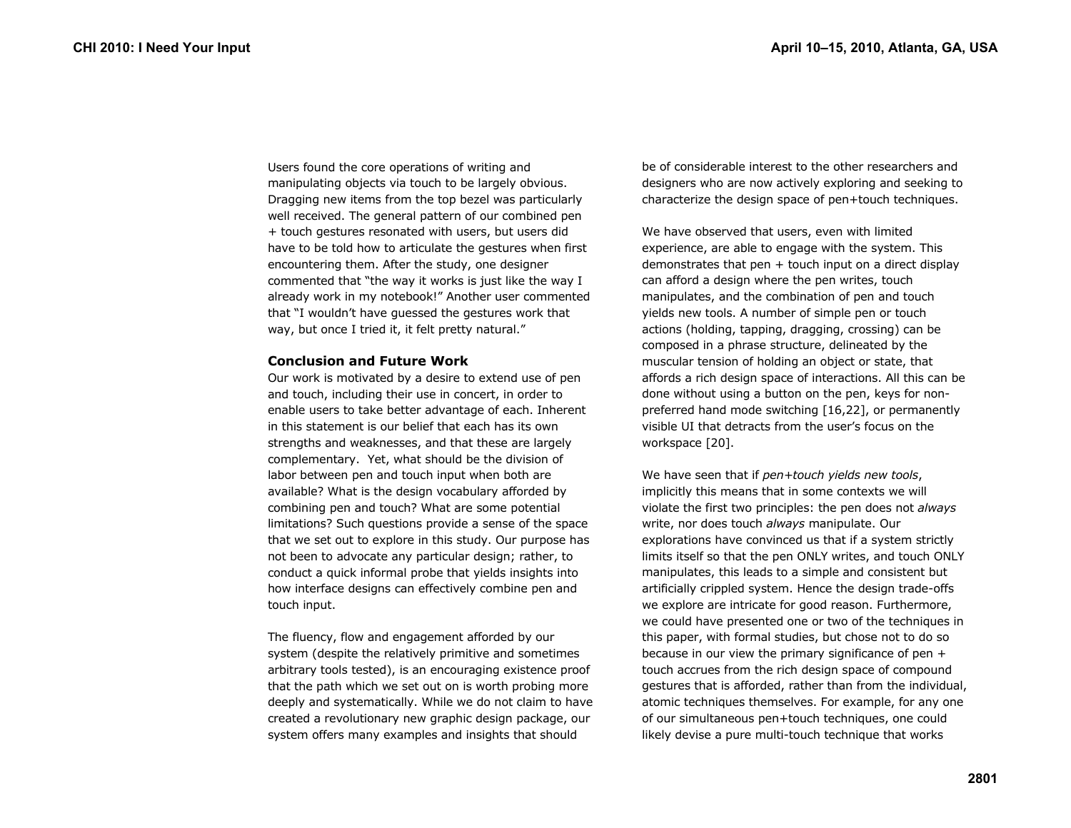Users found the core operations of writing and manipulating objects via touch to be largely obvious. Dragging new items from the top bezel was particularly well received. The general pattern of our combined pen + touch gestures resonated with users, but users did have to be told how to articulate the gestures when first encountering them. After the study, one designer commented that "the way it works is just like the way I already work in my notebook!" Another user commented that "I wouldn't have guessed the gestures work that way, but once I tried it, it felt pretty natural."

## Conclusion and Future Work

Our work is motivated by a desire to extend use of pen and touch, including their use in concert, in order to enable users to take better advantage of each. Inherent in this statement is our belief that each has its own strengths and weaknesses, and that these are largely complementary. Yet, what should be the division of labor between pen and touch input when both are available? What is the design vocabulary afforded by combining pen and touch? What are some potential limitations? Such questions provide a sense of the space that we set out to explore in this study. Our purpose has not been to advocate any particular design; rather, to conduct a quick informal probe that yields insights into how interface designs can effectively combine pen and touch input.

The fluency, flow and engagement afforded by our system (despite the relatively primitive and sometimes arbitrary tools tested), is an encouraging existence proof that the path which we set out on is worth probing more deeply and systematically. While we do not claim to have created a revolutionary new graphic design package, our system offers many examples and insights that should be of considerable interest to the other researchers and designers who are now actively exploring and seeking to characterize the design space of pen+touch techniques.

We have observed that users, even with limited experience, are able to engage with the system. This demonstrates that pen + touch input on a direct display can afford a design where the pen writes, touch manipulates, and the combination of pen and touch yields new tools. A number of simple pen or touch actions (holding, tapping, dragging, crossing) can be composed in a phrase structure, delineated by the muscular tension of holding an object or state, that affords a rich design space of interactions. All this can be done without using a button on the pen, keys for non-preferred hand mode switching [16,22], or permanently visible UI that detracts from the user's focus on the workspace [20].

We have seen that if *pen+touch yields new tools*, implicitly this means that in some contexts we will violate the first two principles: the pen does not *always* write, nor does touch *always* manipulate. Our explorations have convinced us that if a system strictly limits itself so that the pen ONLY writes, and touch ONLY manipulates, this leads to a simple and consistent but artificially crippled system. Hence the design trade-offs we explore are intricate for good reason. Furthermore, we could have presented one or two of the techniques in this paper, with formal studies, but chose not to do so because in our view the primary significance of pen + touch accrues from the rich design space of compound gestures that is afforded, rather than from the individual, atomic techniques themselves. For example, for any one of our simultaneous pen+touch techniques, one could likely devise a pure multi-touch technique that works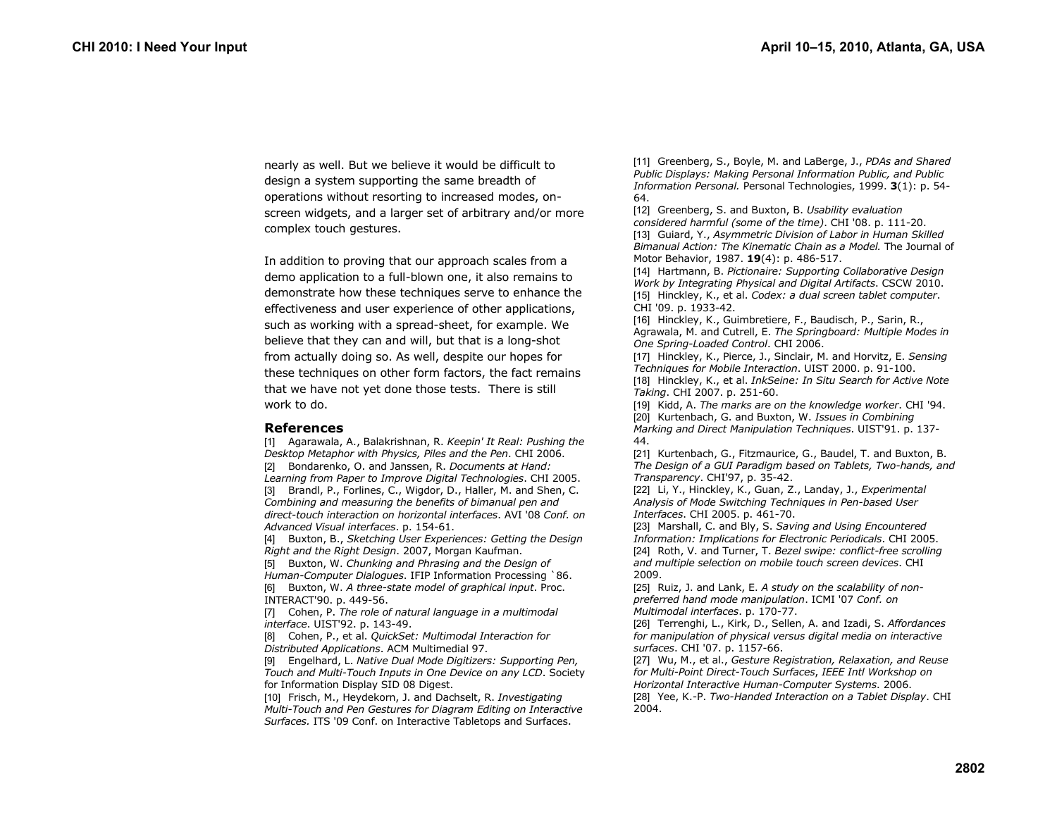nearly as well. But we believe it would be difficult to design a system supporting the same breadth of operations without resorting to increased modes, on-screen widgets, and a larger set of arbitrary and/or more complex touch gestures.

In addition to proving that our approach scales from a demo application to a full-blown one, it also remains to demonstrate how these techniques serve to enhance the effectiveness and user experience of other applications, such as working with a spread-sheet, for example. We believe that they can and will, but that is a long-shot from actually doing so. As well, despite our hopes for these techniques on other form factors, the fact remains that we have not yet done those tests. There is still work to do.

## References

[1] Agarawala, A., Balakrishnan, R. *Keepin' It Real: Pushing the Desktop Metaphor with Physics, Piles and the Pen*. CHI 2006.

[2] Bondarenko, O. and Janssen, R. *Documents at Hand: Learning from Paper to Improve Digital Technologies*. CHI 2005.

[3] Brandl, P., Forlines, C., Wigdor, D., Haller, M. and Shen, C. *Combining and measuring the benefits of bimanual pen and direct-touch interaction on horizontal interfaces*. AVI '08 *Conf. on Advanced Visual interfaces*. p. 154-61.

[4] Buxton, B., *Sketching User Experiences: Getting the Design Right and the Right Design*. 2007, Morgan Kaufman.

[5] Buxton, W. *Chunking and Phrasing and the Design of Human-Computer Dialogues*. IFIP Information Processing `86.

[6] Buxton, W. *A three-state model of graphical input*. Proc. INTERACT'90. p. 449-56.

[7] Cohen, P. *The role of natural language in a multimodal interface*. UIST'92. p. 143-49.

[8] Cohen, P., et al. *QuickSet: Multimodal Interaction for Distributed Applications*. ACM Multimedial 97.

[9] Engelhard, L. *Native Dual Mode Digitizers: Supporting Pen, Touch and Multi-Touch Inputs in One Device on any LCD*. Society for Information Display SID 08 Digest.

[10] Frisch, M., Heydekorn, J. and Dachselt, R. *Investigating Multi-Touch and Pen Gestures for Diagram Editing on Interactive Surfaces.* ITS '09 Conf. on Interactive Tabletops and Surfaces.

[11] Greenberg, S., Boyle, M. and LaBerge, J., *PDAs and Shared Public Displays: Making Personal Information Public, and Public Information Personal.* Personal Technologies, 1999. **3**(1): p. 54-64.

[12] Greenberg, S. and Buxton, B. *Usability evaluation considered harmful (some of the time)*. CHI '08. p. 111-20.

[13] Guiard, Y., *Asymmetric Division of Labor in Human Skilled Bimanual Action: The Kinematic Chain as a Model.* The Journal of Motor Behavior, 1987. **19**(4): p. 486-517.

[14] Hartmann, B. *Pictionaire: Supporting Collaborative Design Work by Integrating Physical and Digital Artifacts*. CSCW 2010.

[15] Hinckley, K., et al. *Codex: a dual screen tablet computer*. CHI '09. p. 1933-42.

[16] Hinckley, K., Guimbretiere, F., Baudisch, P., Sarin, R., Agrawala, M. and Cutrell, E. *The Springboard: Multiple Modes in One Spring-Loaded Control*. CHI 2006.

[17] Hinckley, K., Pierce, J., Sinclair, M. and Horvitz, E. *Sensing Techniques for Mobile Interaction*. UIST 2000. p. 91-100.

[18] Hinckley, K., et al. *InkSeine: In Situ Search for Active Note Taking*. CHI 2007. p. 251-60.

[19] Kidd, A. *The marks are on the knowledge worker*. CHI '94.

[20] Kurtenbach, G. and Buxton, W. *Issues in Combining Marking and Direct Manipulation Techniques*. UIST'91. p. 137-44.

[21] Kurtenbach, G., Fitzmaurice, G., Baudel, T. and Buxton, B. *The Design of a GUI Paradigm based on Tablets, Two-hands, and Transparency*. CHI'97, p. 35-42.

[22] Li, Y., Hinckley, K., Guan, Z., Landay, J., *Experimental Analysis of Mode Switching Techniques in Pen-based User Interfaces*. CHI 2005. p. 461-70.

[23] Marshall, C. and Bly, S. *Saving and Using Encountered Information: Implications for Electronic Periodicals*. CHI 2005.

[24] Roth, V. and Turner, T. *Bezel swipe: conflict-free scrolling and multiple selection on mobile touch screen devices*. CHI 2009.

[25] Ruiz, J. and Lank, E. *A study on the scalability of non-preferred hand mode manipulation*. ICMI '07 *Conf. on Multimodal interfaces*. p. 170-77.

[26] Terrenghi, L., Kirk, D., Sellen, A. and Izadi, S. *Affordances for manipulation of physical versus digital media on interactive surfaces*. CHI '07. p. 1157-66.

[27] Wu, M., et al., *Gesture Registration, Relaxation, and Reuse for Multi-Point Direct-Touch Surfaces*, *IEEE Intl Workshop on Horizontal Interactive Human-Computer Systems*. 2006.

[28] Yee, K.-P. *Two-Handed Interaction on a Tablet Display*. CHI 2004.